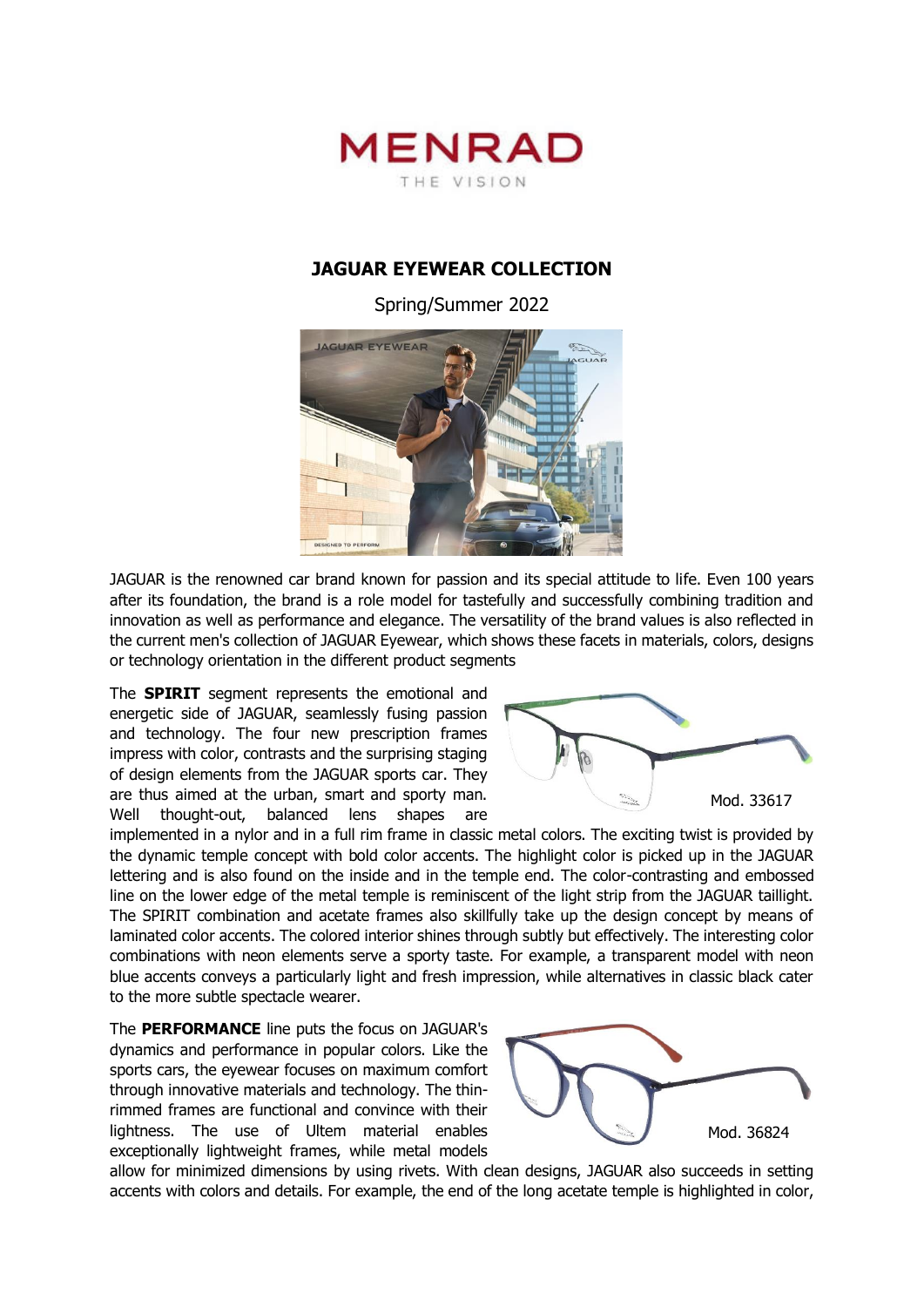MENRAD

THE VISION

# JAGUAR EYEWEAR COLLECTION

Spring/Summer 2022

JAGUAR is the renowned car brand known for passion and its special attitude to life. Even 100 years after its foundation, the brand is a role model for tastefully and successfully combining tradition and innovation as well as performance and elegance. The versatility of the brand values is also reflected in the current men's collection of JAGUAR Eyewear, which shows these facets in materials, colors, designs or technology orientation in the different product segments

The **SPIRIT** segment represents the emotional and energetic side of JAGUAR, seamlessly fusing passion and technology. The four new prescription frames impress with color, contrasts and the surprising staging of design elements from the JAGUAR sports car. They are thus aimed at the urban, smart and sporty man. Well thought-out, balanced lens shapes are implemented in a nylor and in a full rim frame in classic metal colors. The exciting twist is provided by the dynamic temple concept with bold color accents. The highlight color is picked up in the JAGUAR lettering and is also found on the inside and in the temple end. The color-contrasting and embossed line on the lower edge of the metal temple is reminiscent of the light strip from the JAGUAR taillight. The SPIRIT combination and acetate frames also skillfully take up the design concept by means of laminated color accents. The colored interior shines through subtly but effectively. The interesting color combinations with neon elements serve a sporty taste. For example, a transparent model with neon blue accents conveys a particularly light and fresh impression, while alternatives in classic black cater to the more subtle spectacle wearer.

Mod. 33617

The **PERFORMANCE** line puts the focus on JAGUAR's dynamics and performance in popular colors. Like the sports cars, the eyewear focuses on maximum comfort through innovative materials and technology. The thin-rimmed frames are functional and convince with their lightness. The use of Ultem material enables exceptionally lightweight frames, while metal models allow for minimized dimensions by using rivets. With clean designs, JAGUAR also succeeds in setting accents with colors and details. For example, the end of the long acetate temple is highlighted in color,

Mod. 36824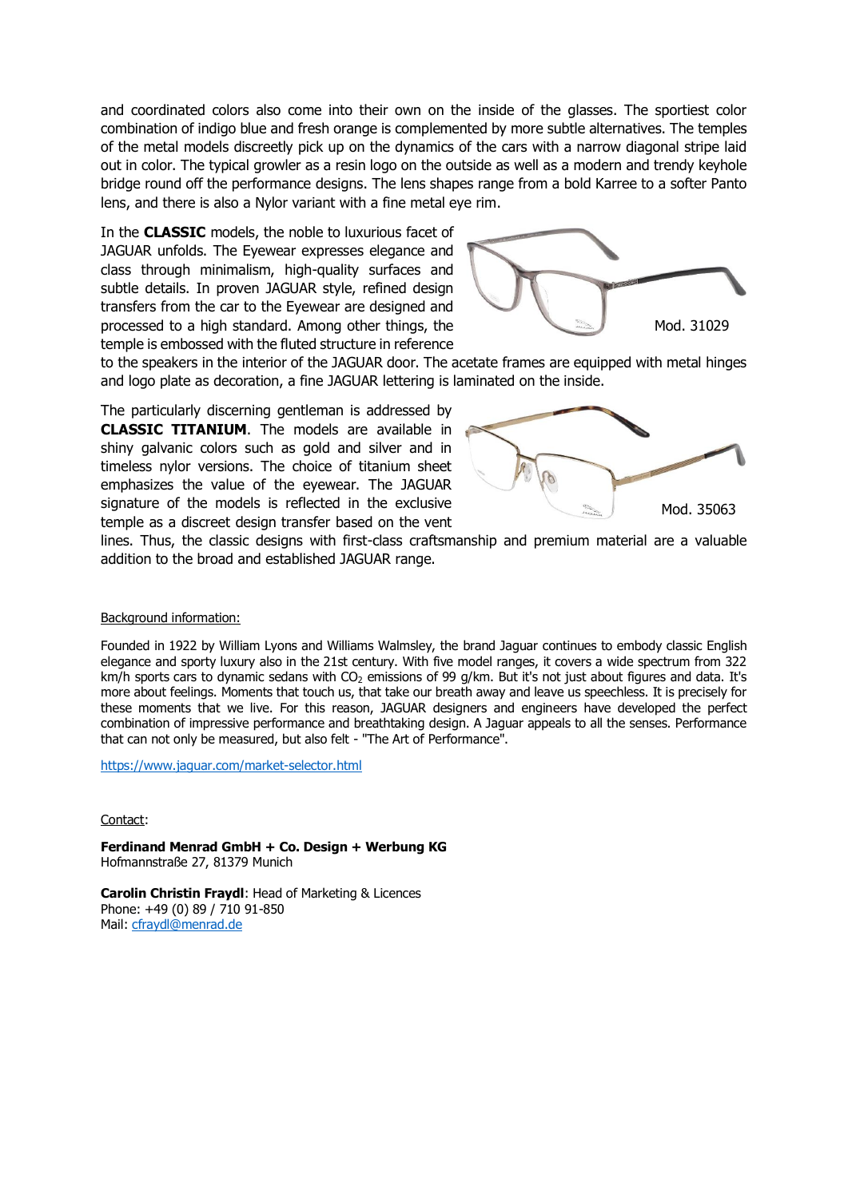and coordinated colors also come into their own on the inside of the glasses. The sportiest color combination of indigo blue and fresh orange is complemented by more subtle alternatives. The temples of the metal models discreetly pick up on the dynamics of the cars with a narrow diagonal stripe laid out in color. The typical growler as a resin logo on the outside as well as a modern and trendy keyhole bridge round off the performance designs. The lens shapes range from a bold Karree to a softer Panto lens, and there is also a Nylor variant with a fine metal eye rim.

In the **CLASSIC** models, the noble to luxurious facet of JAGUAR unfolds. The Eyewear expresses elegance and class through minimalism, high-quality surfaces and subtle details. In proven JAGUAR style, refined design transfers from the car to the Eyewear are designed and processed to a high standard. Among other things, the temple is embossed with the fluted structure in reference to the speakers in the interior of the JAGUAR door. The acetate frames are equipped with metal hinges and logo plate as decoration, a fine JAGUAR lettering is laminated on the inside.

Mod. 31029

The particularly discerning gentleman is addressed by **CLASSIC TITANIUM**. The models are available in shiny galvanic colors such as gold and silver and in timeless nylor versions. The choice of titanium sheet emphasizes the value of the eyewear. The JAGUAR signature of the models is reflected in the exclusive temple as a discreet design transfer based on the vent lines. Thus, the classic designs with first-class craftsmanship and premium material are a valuable addition to the broad and established JAGUAR range.

Mod. 35063

Background information:

Founded in 1922 by William Lyons and Williams Walmsley, the brand Jaguar continues to embody classic English elegance and sporty luxury also in the 21st century. With five model ranges, it covers a wide spectrum from 322 km/h sports cars to dynamic sedans with $CO_2$ emissions of 99 g/km. But it's not just about figures and data. It's more about feelings. Moments that touch us, that take our breath away and leave us speechless. It is precisely for these moments that we live. For this reason, JAGUAR designers and engineers have developed the perfect combination of impressive performance and breathtaking design. A Jaguar appeals to all the senses. Performance that can not only be measured, but also felt - "The Art of Performance".

https://www.jaguar.com/market-selector.html

Contact:

**Ferdinand Menrad GmbH + Co. Design + Werbung KG**
Hofmannstraße 27, 81379 Munich

**Carolin Christin Fraydl**: Head of Marketing & Licences
Phone: +49 (0) 89 / 710 91-850
Mail: cfraydl@menrad.de